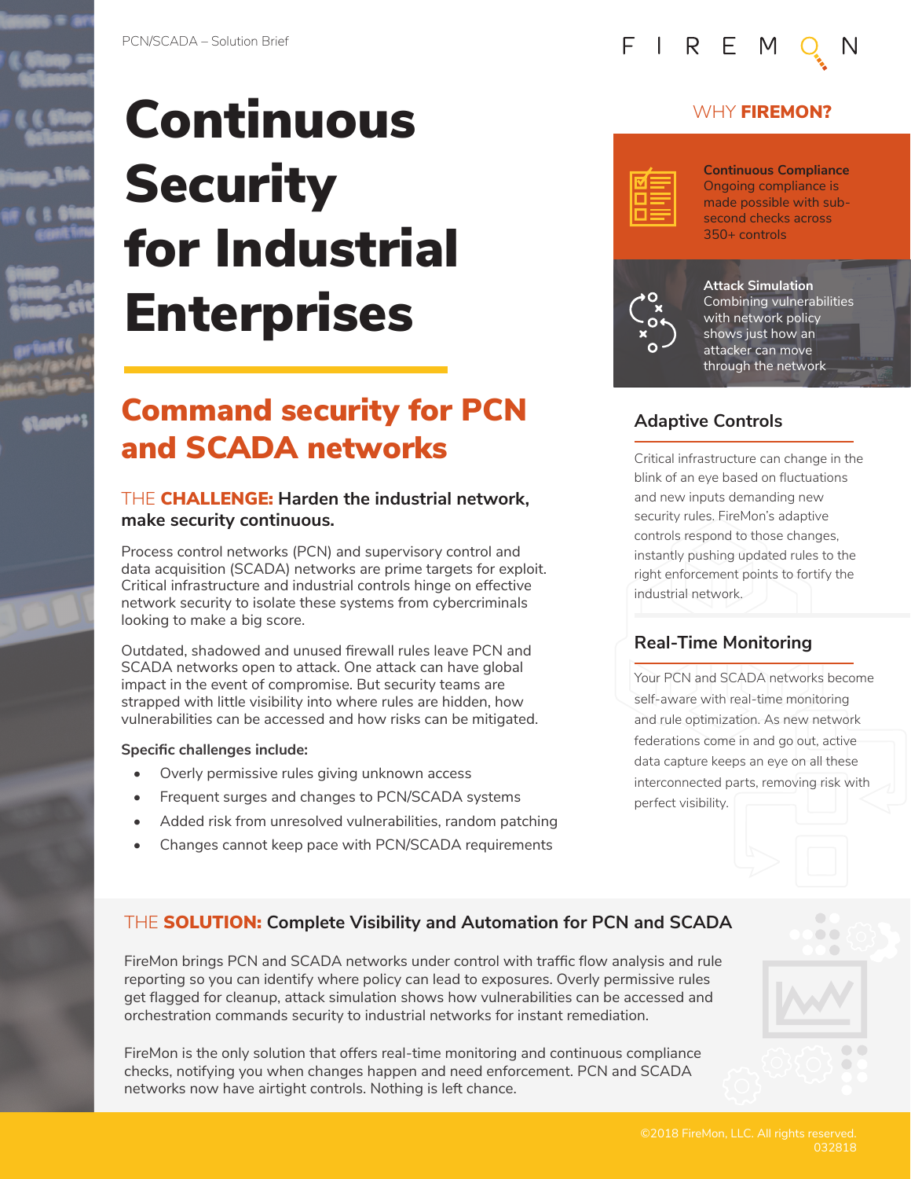PCN/SCADA – Solution Brief

# Continuous Security for Industrial Enterprises

## Command security for PCN and SCADA networks

### THE **CHALLENGE:** Harden the industrial network, make security continuous.

Process control networks (PCN) and supervisory control and data acquisition (SCADA) networks are prime targets for exploit. Critical infrastructure and industrial controls hinge on effective network security to isolate these systems from cybercriminals looking to make a big score.

Outdated, shadowed and unused firewall rules leave PCN and SCADA networks open to attack. One attack can have global impact in the event of compromise. But security teams are strapped with little visibility into where rules are hidden, how vulnerabilities can be accessed and how risks can be mitigated.

**Specific challenges include:**

- Overly permissive rules giving unknown access
- Frequent surges and changes to PCN/SCADA systems
- Added risk from unresolved vulnerabilities, random patching
- Changes cannot keep pace with PCN/SCADA requirements

## WHY **FIREMON?**

**Continuous Compliance**
Ongoing compliance is made possible with sub-second checks across 350+ controls

**Attack Simulation**
Combining vulnerabilities with network policy shows just how an attacker can move through the network

### Adaptive Controls

Critical infrastructure can change in the blink of an eye based on fluctuations and new inputs demanding new security rules. FireMon's adaptive controls respond to those changes, instantly pushing updated rules to the right enforcement points to fortify the industrial network.

### Real-Time Monitoring

Your PCN and SCADA networks become self-aware with real-time monitoring and rule optimization. As new network federations come in and go out, active data capture keeps an eye on all these interconnected parts, removing risk with perfect visibility.

### THE **SOLUTION:** Complete Visibility and Automation for PCN and SCADA

FireMon brings PCN and SCADA networks under control with traffic flow analysis and rule reporting so you can identify where policy can lead to exposures. Overly permissive rules get flagged for cleanup, attack simulation shows how vulnerabilities can be accessed and orchestration commands security to industrial networks for instant remediation.

FireMon is the only solution that offers real-time monitoring and continuous compliance checks, notifying you when changes happen and need enforcement. PCN and SCADA networks now have airtight controls. Nothing is left chance.

©2018 FireMon, LLC. All rights reserved.
032818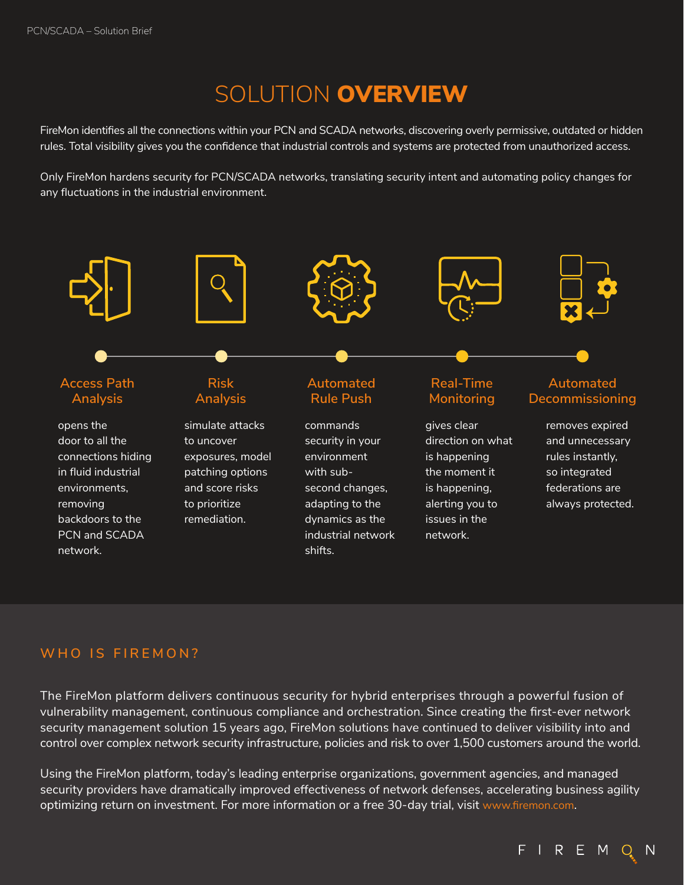# SOLUTION **OVERVIEW**

FireMon identifies all the connections within your PCN and SCADA networks, discovering overly permissive, outdated or hidden rules. Total visibility gives you the confidence that industrial controls and systems are protected from unauthorized access.

Only FireMon hardens security for PCN/SCADA networks, translating security intent and automating policy changes for any fluctuations in the industrial environment.

### Access Path Analysis

opens the door to all the connections hiding in fluid industrial environments, removing backdoors to the PCN and SCADA network.

### Risk Analysis

simulate attacks to uncover exposures, model patching options and score risks to prioritize remediation.

### Automated Rule Push

commands security in your environment with sub-second changes, adapting to the dynamics as the industrial network shifts.

### Real-Time Monitoring

gives clear direction on what is happening the moment it is happening, alerting you to issues in the network.

### Automated Decommissioning

removes expired and unnecessary rules instantly, so integrated federations are always protected.

## WHO IS FIREMON?

The FireMon platform delivers continuous security for hybrid enterprises through a powerful fusion of vulnerability management, continuous compliance and orchestration. Since creating the first-ever network security management solution 15 years ago, FireMon solutions have continued to deliver visibility into and control over complex network security infrastructure, policies and risk to over 1,500 customers around the world.

Using the FireMon platform, today's leading enterprise organizations, government agencies, and managed security providers have dramatically improved effectiveness of network defenses, accelerating business agility optimizing return on investment. For more information or a free 30-day trial, visit www.firemon.com.